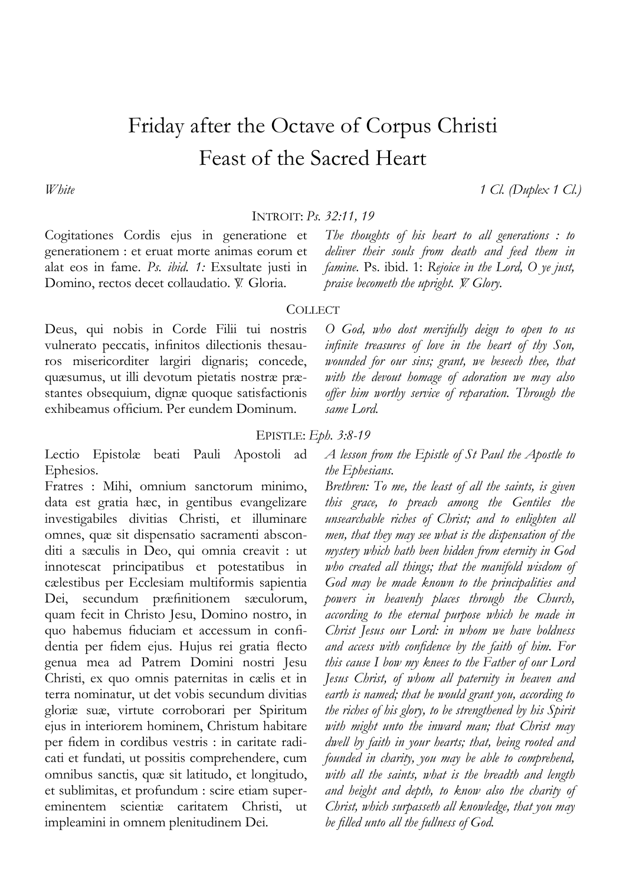# Friday after the Octave of Corpus Christi
# Feast of the Sacred Heart

*White* — *1 Cl. (Duplex 1 Cl.)*

## INTROIT: *Ps. 32:11, 19*

Cogitationes Cordis ejus in generatione et generationem : et eruat morte animas eorum et alat eos in fame. *Ps. ibid. 1:* Exsultate justi in Domino, rectos decet collaudatio. ℣. Gloria.

*The thoughts of his heart to all generations : to deliver their souls from death and feed them in famine.* Ps. ibid. 1: *Rejoice in the Lord, O ye just, praise becometh the upright. ℣. Glory.*

## COLLECT

Deus, qui nobis in Corde Filii tui nostris vulnerato peccatis, infinitos dilectionis thesauros misericorditer largiri dignaris; concede, quæsumus, ut illi devotum pietatis nostræ præstantes obsequium, dignæ quoque satisfactionis exhibeamus officium. Per eundem Dominum.

*O God, who dost mercifully deign to open to us infinite treasures of love in the heart of thy Son, wounded for our sins; grant, we beseech thee, that with the devout homage of adoration we may also offer him worthy service of reparation. Through the same Lord.*

## EPISTLE: *Eph. 3:8-19*

Lectio Epistolæ beati Pauli Apostoli ad Ephesios.

Fratres : Mihi, omnium sanctorum minimo, data est gratia hæc, in gentibus evangelizare investigabiles divitias Christi, et illuminare omnes, quæ sit dispensatio sacramenti absconditi a sæculis in Deo, qui omnia creavit : ut innotescat principatibus et potestatibus in cælestibus per Ecclesiam multiformis sapientia Dei, secundum præfinitionem sæculorum, quam fecit in Christo Jesu, Domino nostro, in quo habemus fiduciam et accessum in confidentia per fidem ejus. Hujus rei gratia flecto genua mea ad Patrem Domini nostri Jesu Christi, ex quo omnis paternitas in cælis et in terra nominatur, ut det vobis secundum divitias gloriæ suæ, virtute corroborari per Spiritum ejus in interiorem hominem, Christum habitare per fidem in cordibus vestris : in caritate radicati et fundati, ut possitis comprehendere, cum omnibus sanctis, quæ sit latitudo, et longitudo, et sublimitas, et profundum : scire etiam supereminentem scientiæ caritatem Christi, ut impleamini in omnem plenitudinem Dei.

*A lesson from the Epistle of St Paul the Apostle to the Ephesians.*

*Brethren: To me, the least of all the saints, is given this grace, to preach among the Gentiles the unsearchable riches of Christ; and to enlighten all men, that they may see what is the dispensation of the mystery which hath been hidden from eternity in God who created all things; that the manifold wisdom of God may be made known to the principalities and powers in heavenly places through the Church, according to the eternal purpose which he made in Christ Jesus our Lord: in whom we have boldness and access with confidence by the faith of him. For this cause I bow my knees to the Father of our Lord Jesus Christ, of whom all paternity in heaven and earth is named; that he would grant you, according to the riches of his glory, to be strengthened by his Spirit with might unto the inward man; that Christ may dwell by faith in your hearts; that, being rooted and founded in charity, you may be able to comprehend, with all the saints, what is the breadth and length and height and depth, to know also the charity of Christ, which surpasseth all knowledge, that you may be filled unto all the fullness of God.*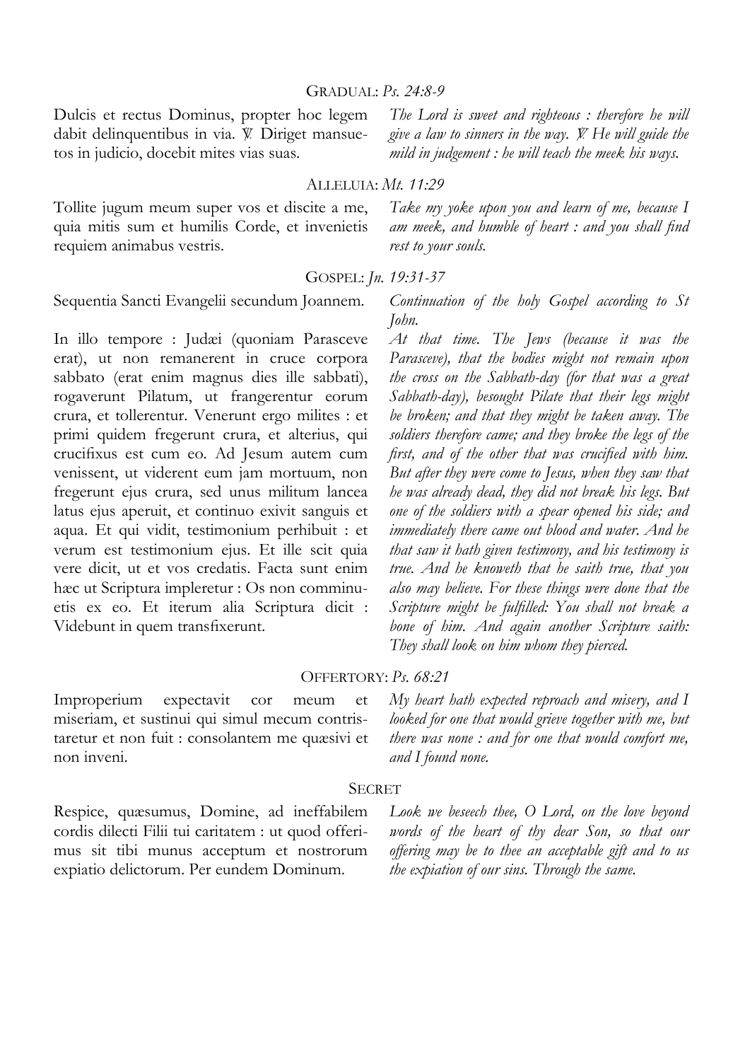### GRADUAL: *Ps. 24:8-9*

Dulcis et rectus Dominus, propter hoc legem dabit delinquentibus in via. ℣ Diriget mansuetos in judicio, docebit mites vias suas.

*The Lord is sweet and righteous : therefore he will give a law to sinners in the way. ℣ He will guide the mild in judgement : he will teach the meek his ways.*

### ALLELUIA: *Mt. 11:29*

Tollite jugum meum super vos et discite a me, quia mitis sum et humilis Corde, et invenietis requiem animabus vestris.

*Take my yoke upon you and learn of me, because I am meek, and humble of heart : and you shall find rest to your souls.*

### GOSPEL: *Jn. 19:31-37*

Sequentia Sancti Evangelii secundum Joannem.

In illo tempore : Judæi (quoniam Parasceve erat), ut non remanerent in cruce corpora sabbato (erat enim magnus dies ille sabbati), rogaverunt Pilatum, ut frangerentur eorum crura, et tollerentur. Venerunt ergo milites : et primi quidem fregerunt crura, et alterius, qui crucifixus est cum eo. Ad Jesum autem cum venissent, ut viderent eum jam mortuum, non fregerunt ejus crura, sed unus militum lancea latus ejus aperuit, et continuo exivit sanguis et aqua. Et qui vidit, testimonium perhibuit : et verum est testimonium ejus. Et ille scit quia vere dicit, ut et vos credatis. Facta sunt enim hæc ut Scriptura impleretur : Os non comminuetis ex eo. Et iterum alia Scriptura dicit : Videbunt in quem transfixerunt.

*Continuation of the holy Gospel according to St John.*

*At that time. The Jews (because it was the Parasceve), that the bodies might not remain upon the cross on the Sabbath-day (for that was a great Sabbath-day), besought Pilate that their legs might be broken; and that they might be taken away. The soldiers therefore came; and they broke the legs of the first, and of the other that was crucified with him. But after they were come to Jesus, when they saw that he was already dead, they did not break his legs. But one of the soldiers with a spear opened his side; and immediately there came out blood and water. And he that saw it hath given testimony, and his testimony is true. And he knoweth that he saith true, that you also may believe. For these things were done that the Scripture might be fulfilled: You shall not break a bone of him. And again another Scripture saith: They shall look on him whom they pierced.*

### OFFERTORY: *Ps. 68:21*

Improperium expectavit cor meum et miseriam, et sustinui qui simul mecum contristaretur et non fuit : consolantem me quæsivi et non inveni.

*My heart hath expected reproach and misery, and I looked for one that would grieve together with me, but there was none : and for one that would comfort me, and I found none.*

### SECRET

Respice, quæsumus, Domine, ad ineffabilem cordis dilecti Filii tui caritatem : ut quod offerimus sit tibi munus acceptum et nostrorum expiatio delictorum. Per eundem Dominum.

*Look we beseech thee, O Lord, on the love beyond words of the heart of thy dear Son, so that our offering may be to thee an acceptable gift and to us the expiation of our sins. Through the same.*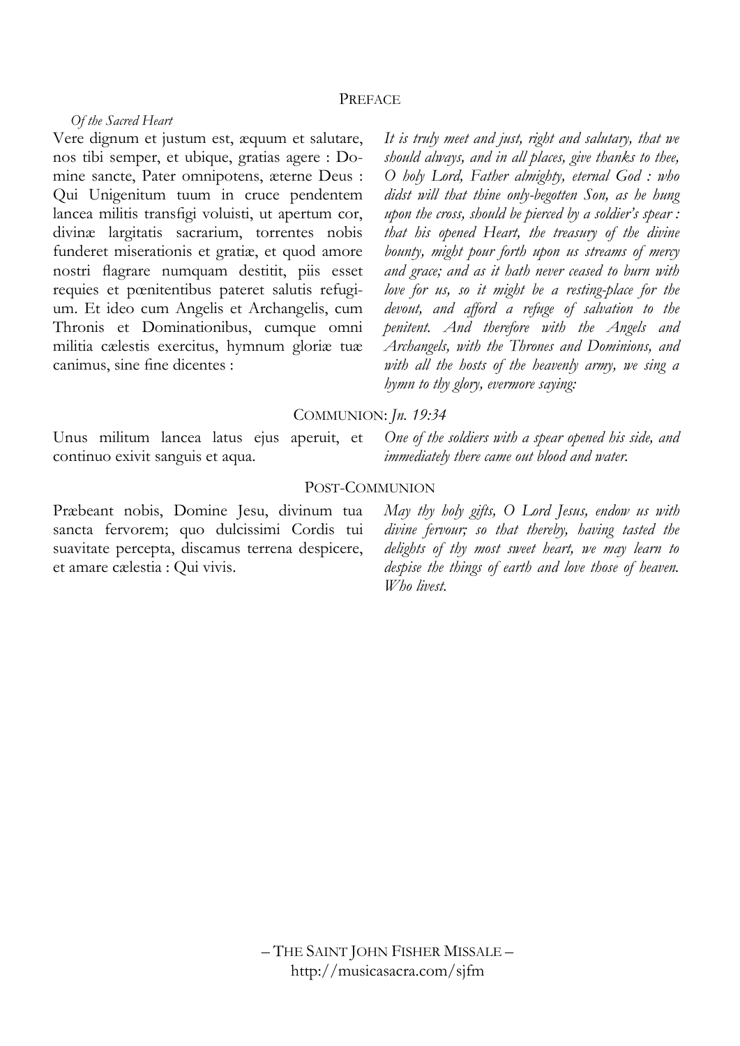## Preface

*Of the Sacred Heart*

Vere dignum et justum est, æquum et salutare, nos tibi semper, et ubique, gratias agere : Domine sancte, Pater omnipotens, æterne Deus : Qui Unigenitum tuum in cruce pendentem lancea militis transfigi voluisti, ut apertum cor, divinæ largitatis sacrarium, torrentes nobis funderet miserationis et gratiæ, et quod amore nostri flagrare numquam destitit, piis esset requies et pœnitentibus pateret salutis refugium. Et ideo cum Angelis et Archangelis, cum Thronis et Dominationibus, cumque omni militia cælestis exercitus, hymnum gloriæ tuæ canimus, sine fine dicentes :

*It is truly meet and just, right and salutary, that we should always, and in all places, give thanks to thee, O holy Lord, Father almighty, eternal God : who didst will that thine only-begotten Son, as he hung upon the cross, should be pierced by a soldier's spear : that his opened Heart, the treasury of the divine bounty, might pour forth upon us streams of mercy and grace; and as it hath never ceased to burn with love for us, so it might be a resting-place for the devout, and afford a refuge of salvation to the penitent. And therefore with the Angels and Archangels, with the Thrones and Dominions, and with all the hosts of the heavenly army, we sing a hymn to thy glory, evermore saying:*

## Communion: *Jn. 19:34*

Unus militum lancea latus ejus aperuit, et continuo exivit sanguis et aqua.

*One of the soldiers with a spear opened his side, and immediately there came out blood and water.*

## Post-Communion

Præbeant nobis, Domine Jesu, divinum tua sancta fervorem; quo dulcissimi Cordis tui suavitate percepta, discamus terrena despicere, et amare cælestia : Qui vivis.

*May thy holy gifts, O Lord Jesus, endow us with divine fervour; so that thereby, having tasted the delights of thy most sweet heart, we may learn to despise the things of earth and love those of heaven. Who livest.*